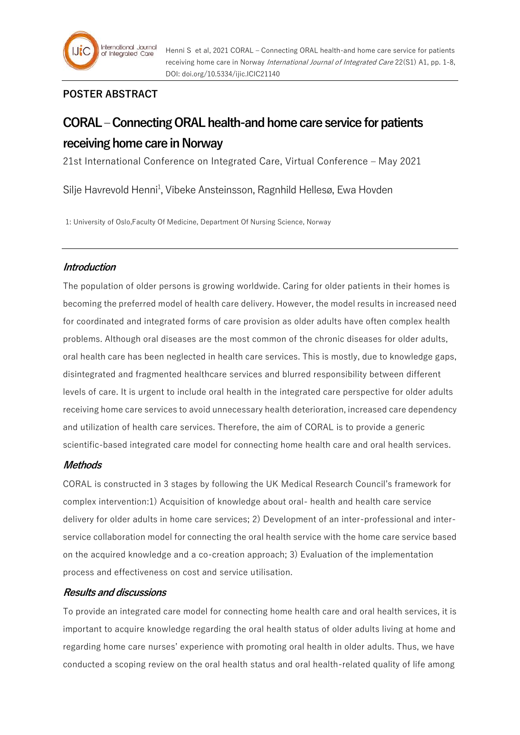**POSTER ABSTRACT**

# CORAL – Connecting ORAL health-and home care service for patients receiving home care in Norway

21st International Conference on Integrated Care, Virtual Conference – May 2021

Silje Havrevold Henni[1], Vibeke Ansteinsson, Ragnhild Hellesø, Ewa Hovden

1: University of Oslo,Faculty Of Medicine, Department Of Nursing Science, Norway

---

## *Introduction*

The population of older persons is growing worldwide. Caring for older patients in their homes is becoming the preferred model of health care delivery. However, the model results in increased need for coordinated and integrated forms of care provision as older adults have often complex health problems. Although oral diseases are the most common of the chronic diseases for older adults, oral health care has been neglected in health care services. This is mostly, due to knowledge gaps, disintegrated and fragmented healthcare services and blurred responsibility between different levels of care. It is urgent to include oral health in the integrated care perspective for older adults receiving home care services to avoid unnecessary health deterioration, increased care dependency and utilization of health care services. Therefore, the aim of CORAL is to provide a generic scientific-based integrated care model for connecting home health care and oral health services.

## *Methods*

CORAL is constructed in 3 stages by following the UK Medical Research Council's framework for complex intervention:1) Acquisition of knowledge about oral- health and health care service delivery for older adults in home care services; 2) Development of an inter-professional and inter-service collaboration model for connecting the oral health service with the home care service based on the acquired knowledge and a co-creation approach; 3) Evaluation of the implementation process and effectiveness on cost and service utilisation.

## *Results and discussions*

To provide an integrated care model for connecting home health care and oral health services, it is important to acquire knowledge regarding the oral health status of older adults living at home and regarding home care nurses' experience with promoting oral health in older adults. Thus, we have conducted a scoping review on the oral health status and oral health-related quality of life among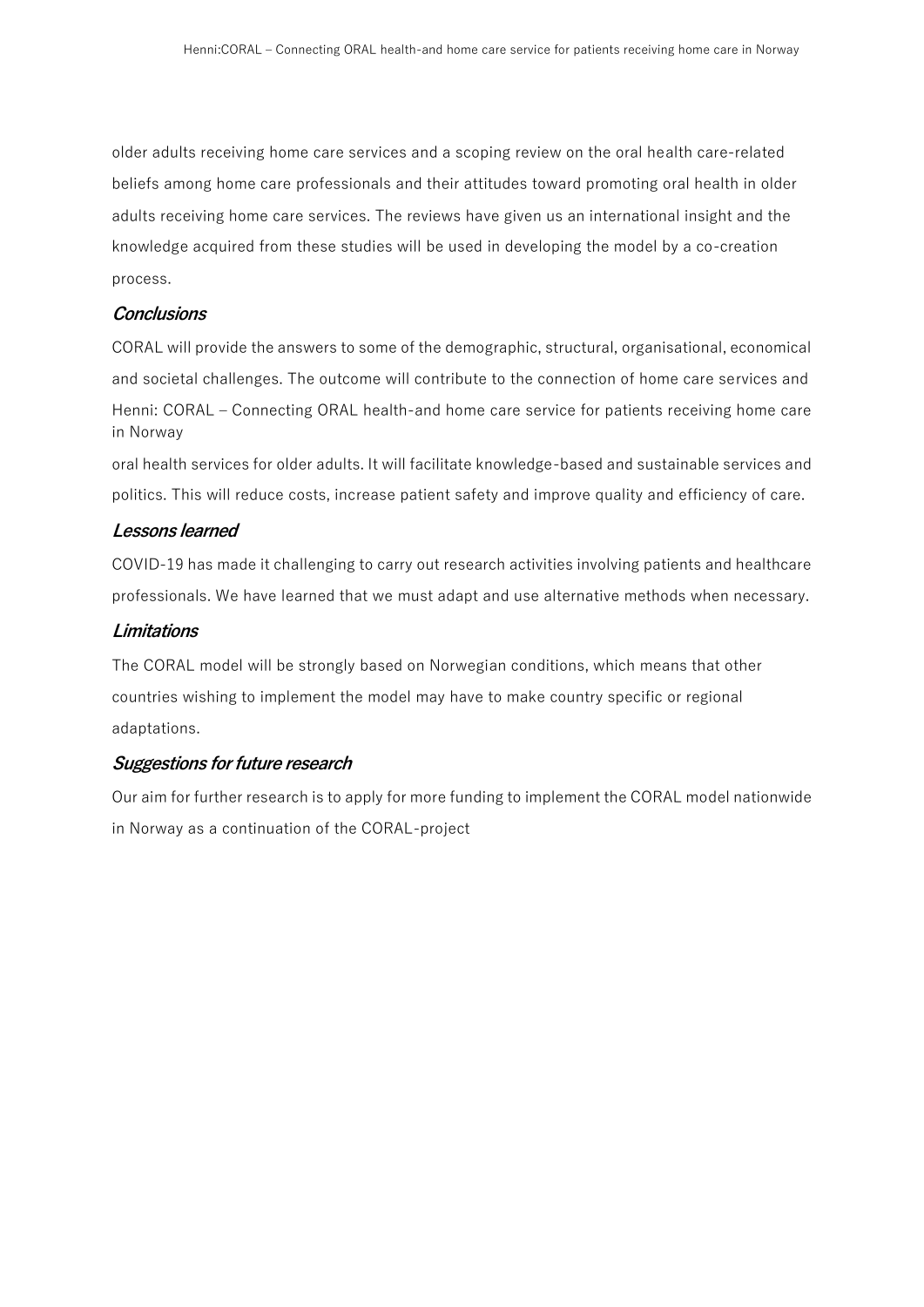older adults receiving home care services and a scoping review on the oral health care-related beliefs among home care professionals and their attitudes toward promoting oral health in older adults receiving home care services. The reviews have given us an international insight and the knowledge acquired from these studies will be used in developing the model by a co-creation process.

### *Conclusions*

CORAL will provide the answers to some of the demographic, structural, organisational, economical and societal challenges. The outcome will contribute to the connection of home care services and oral health services for older adults. It will facilitate knowledge-based and sustainable services and politics. This will reduce costs, increase patient safety and improve quality and efficiency of care.

### *Lessons learned*

COVID-19 has made it challenging to carry out research activities involving patients and healthcare professionals. We have learned that we must adapt and use alternative methods when necessary.

### *Limitations*

The CORAL model will be strongly based on Norwegian conditions, which means that other countries wishing to implement the model may have to make country specific or regional adaptations.

### *Suggestions for future research*

Our aim for further research is to apply for more funding to implement the CORAL model nationwide in Norway as a continuation of the CORAL-project